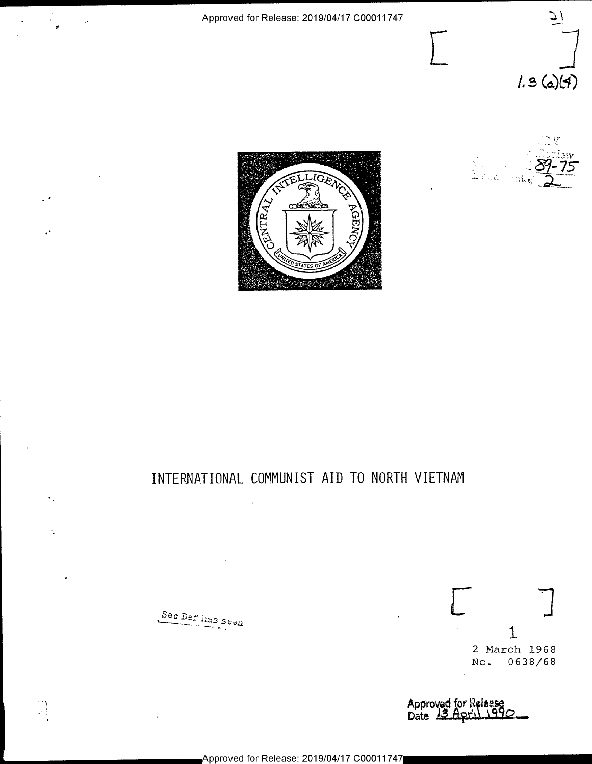1.3 (a)(4)

# INTERNATIONAL COMMUNIST AID TO NORTH VIETNAM

Sec Def has seen

2 March 1968
No. 0638/68

Approved for Release
Date 13 April 1990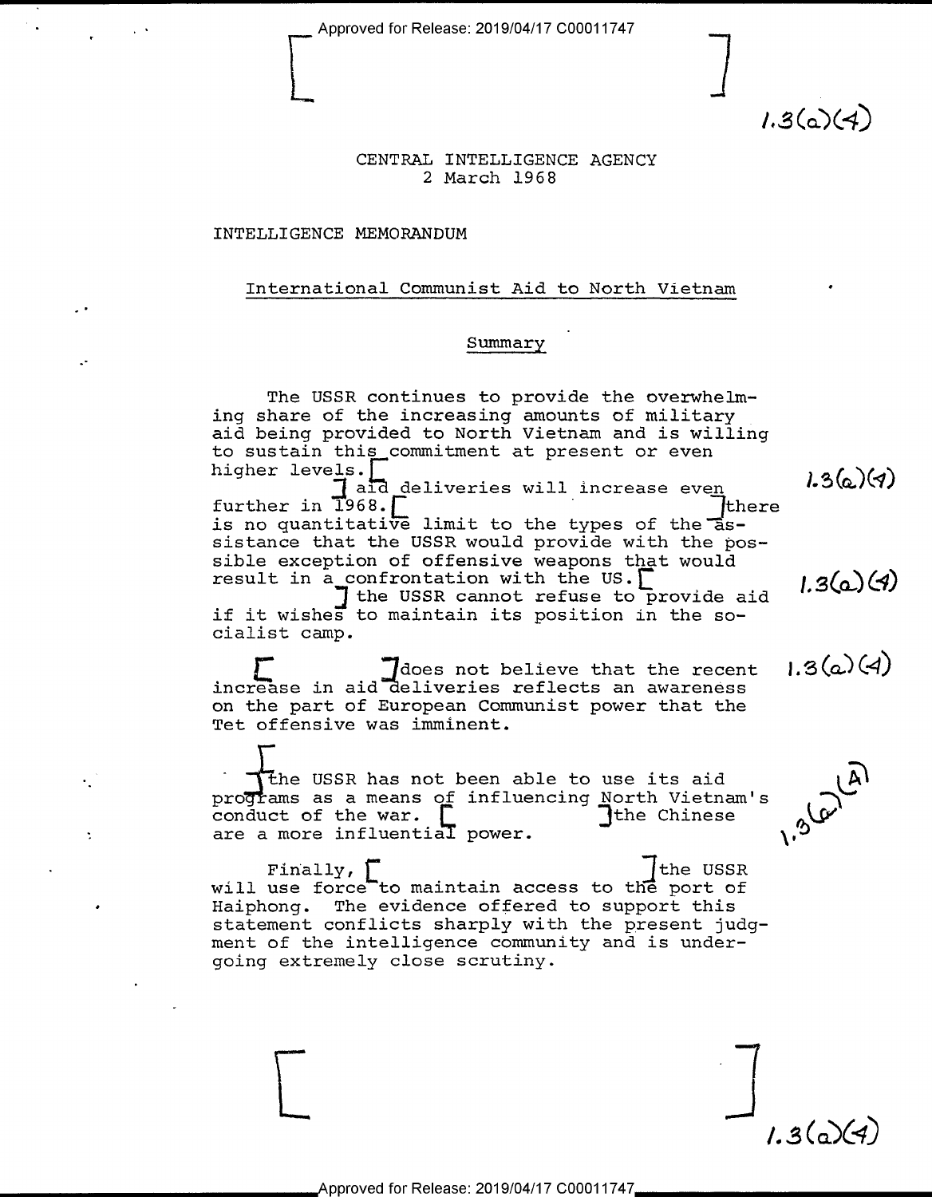1.3(a)(4)

CENTRAL INTELLIGENCE AGENCY
2 March 1968

INTELLIGENCE MEMORANDUM

International Communist Aid to North Vietnam

## Summary

The USSR continues to provide the overwhelming share of the increasing amounts of military aid being provided to North Vietnam and is willing to sustain this commitment at present or even higher levels. [ ] aid deliveries will increase even further in 1968. [ ] there is no quantitative limit to the types of the assistance that the USSR would provide with the possible exception of offensive weapons that would result in a confrontation with the US. [ ] the USSR cannot refuse to provide aid if it wishes to maintain its position in the socialist camp.

1.3(a)(4)

1.3(a)(4)

[ ] does not believe that the recent increase in aid deliveries reflects an awareness on the part of European Communist power that the Tet offensive was imminent.

1.3(a)(4)

[ ] the USSR has not been able to use its aid programs as a means of influencing North Vietnam's conduct of the war. [ ] the Chinese are a more influential power.

1.3(a)(4)

Finally, [ ] the USSR will use force to maintain access to the port of Haiphong. The evidence offered to support this statement conflicts sharply with the present judgment of the intelligence community and is undergoing extremely close scrutiny.

1.3(a)(4)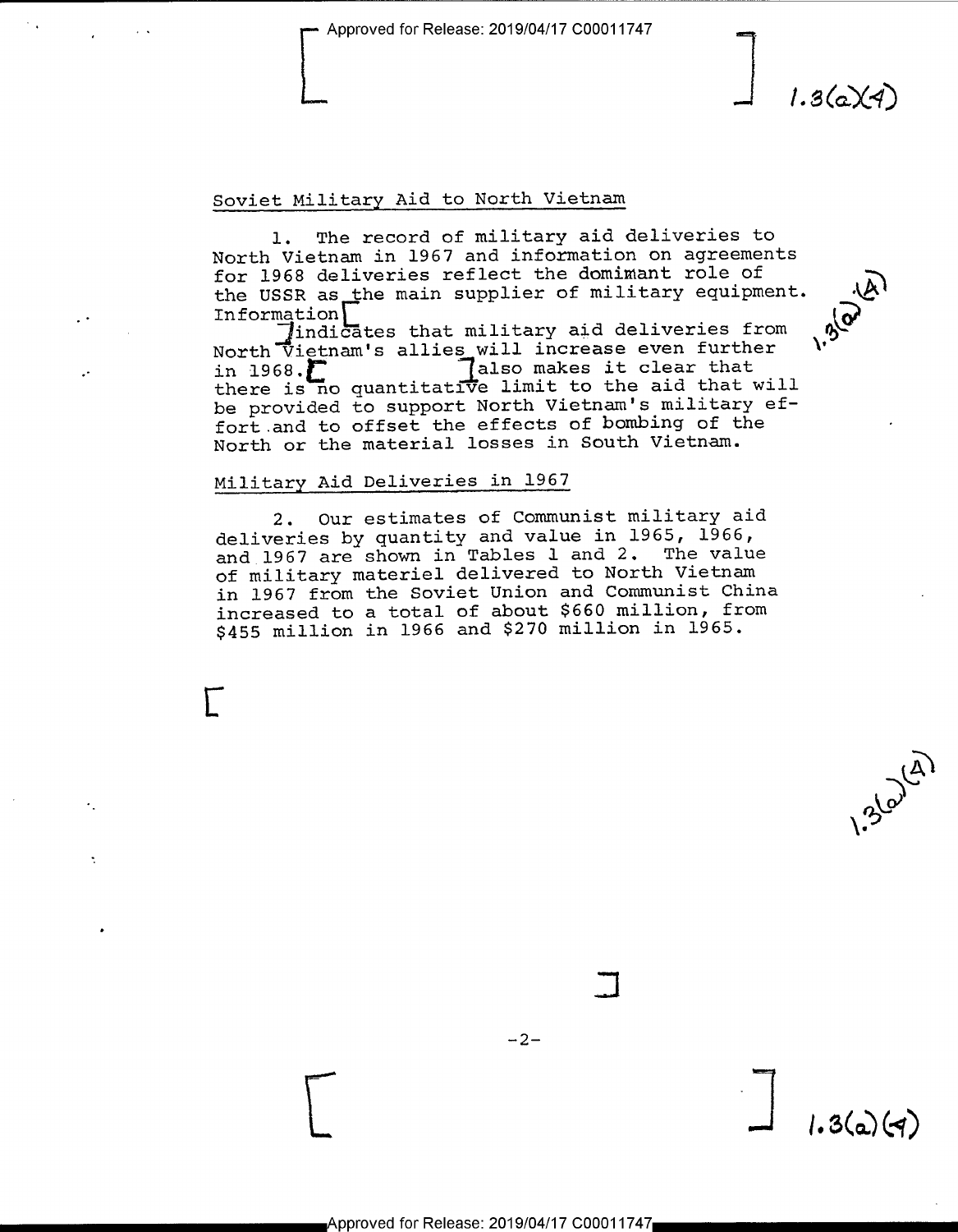## Soviet Military Aid to North Vietnam

1. The record of military aid deliveries to North Vietnam in 1967 and information on agreements for 1968 deliveries reflect the dominant role of the USSR as the main supplier of military equipment. Information [ ] indicates that military aid deliveries from North Vietnam's allies will increase even further in 1968. [ ] also makes it clear that there is no quantitative limit to the aid that will be provided to support North Vietnam's military effort and to offset the effects of bombing of the North or the material losses in South Vietnam.

## Military Aid Deliveries in 1967

2. Our estimates of Communist military aid deliveries by quantity and value in 1965, 1966, and 1967 are shown in Tables 1 and 2. The value of military materiel delivered to North Vietnam in 1967 from the Soviet Union and Communist China increased to a total of about $660 million, from $455 million in 1966 and $270 million in 1965.

[ ]

1.3(a)(4)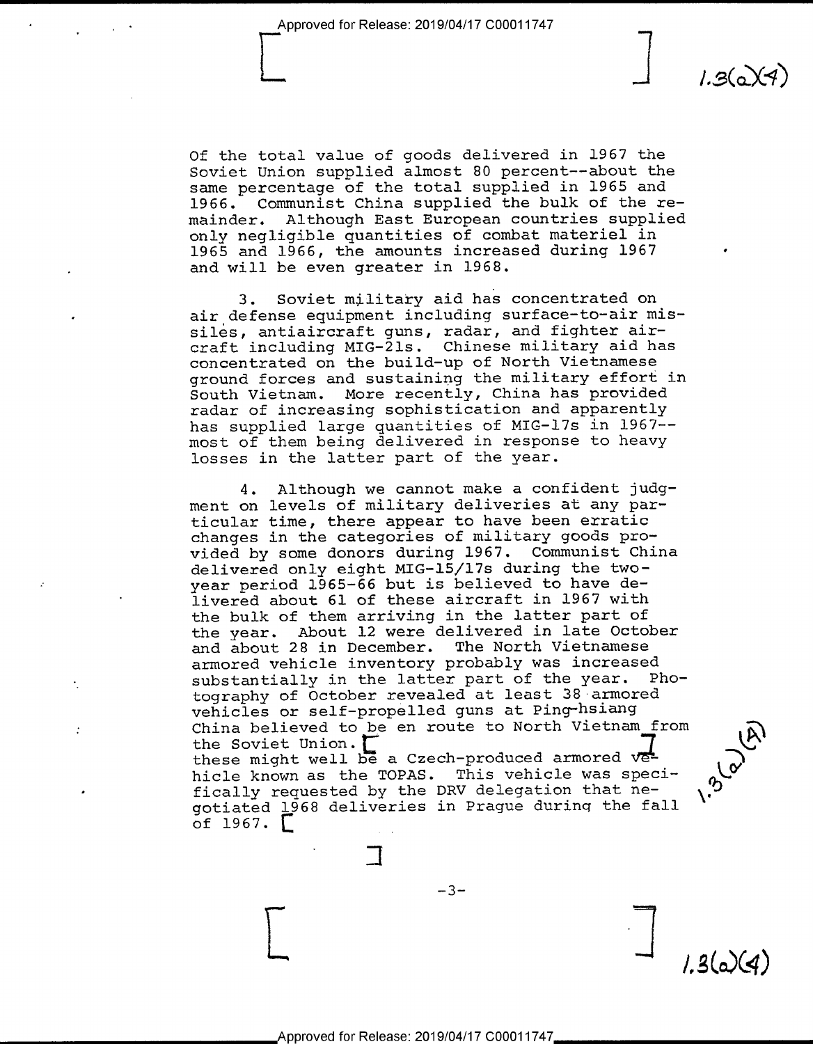Of the total value of goods delivered in 1967 the Soviet Union supplied almost 80 percent--about the same percentage of the total supplied in 1965 and 1966. Communist China supplied the bulk of the remainder. Although East European countries supplied only negligible quantities of combat materiel in 1965 and 1966, the amounts increased during 1967 and will be even greater in 1968.

3. Soviet military aid has concentrated on air defense equipment including surface-to-air missiles, antiaircraft guns, radar, and fighter aircraft including MIG-21s. Chinese military aid has concentrated on the build-up of North Vietnamese ground forces and sustaining the military effort in South Vietnam. More recently, China has provided radar of increasing sophistication and apparently has supplied large quantities of MIG-17s in 1967--most of them being delivered in response to heavy losses in the latter part of the year.

4. Although we cannot make a confident judgment on levels of military deliveries at any particular time, there appear to have been erratic changes in the categories of military goods provided by some donors during 1967. Communist China delivered only eight MIG-15/17s during the two-year period 1965-66 but is believed to have delivered about 61 of these aircraft in 1967 with the bulk of them arriving in the latter part of the year. About 12 were delivered in late October and about 28 in December. The North Vietnamese armored vehicle inventory probably was increased substantially in the latter part of the year. Photography of October revealed at least 38 armored vehicles or self-propelled guns at Ping-hsiang China believed to be en route to North Vietnam from the Soviet Union. [ ] these might well be a Czech-produced armored vehicle known as the TOPAS. This vehicle was specifically requested by the DRV delegation that negotiated 1968 deliveries in Prague during the fall of 1967. [ ]

1.3(a)(4)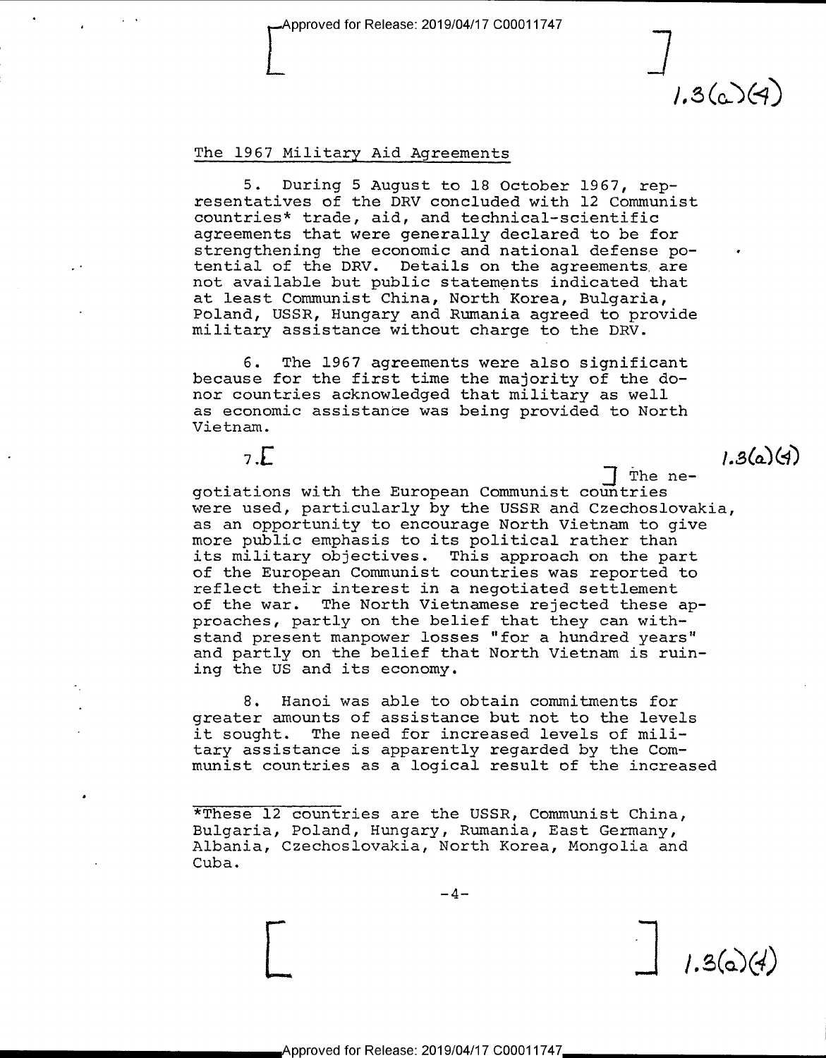## The 1967 Military Aid Agreements

5. During 5 August to 18 October 1967, representatives of the DRV concluded with 12 Communist countries* trade, aid, and technical-scientific agreements that were generally declared to be for strengthening the economic and national defense potential of the DRV. Details on the agreements are not available but public statements indicated that at least Communist China, North Korea, Bulgaria, Poland, USSR, Hungary and Rumania agreed to provide military assistance without charge to the DRV.

6. The 1967 agreements were also significant because for the first time the majority of the donor countries acknowledged that military as well as economic assistance was being provided to North Vietnam.

7. [ ] The negotiations with the European Communist countries were used, particularly by the USSR and Czechoslovakia, as an opportunity to encourage North Vietnam to give more public emphasis to its political rather than its military objectives. This approach on the part of the European Communist countries was reported to reflect their interest in a negotiated settlement of the war. The North Vietnamese rejected these approaches, partly on the belief that they can withstand present manpower losses "for a hundred years" and partly on the belief that North Vietnam is ruining the US and its economy.

8. Hanoi was able to obtain commitments for greater amounts of assistance but not to the levels it sought. The need for increased levels of military assistance is apparently regarded by the Communist countries as a logical result of the increased

*These 12 countries are the USSR, Communist China, Bulgaria, Poland, Hungary, Rumania, East Germany, Albania, Czechoslovakia, North Korea, Mongolia and Cuba.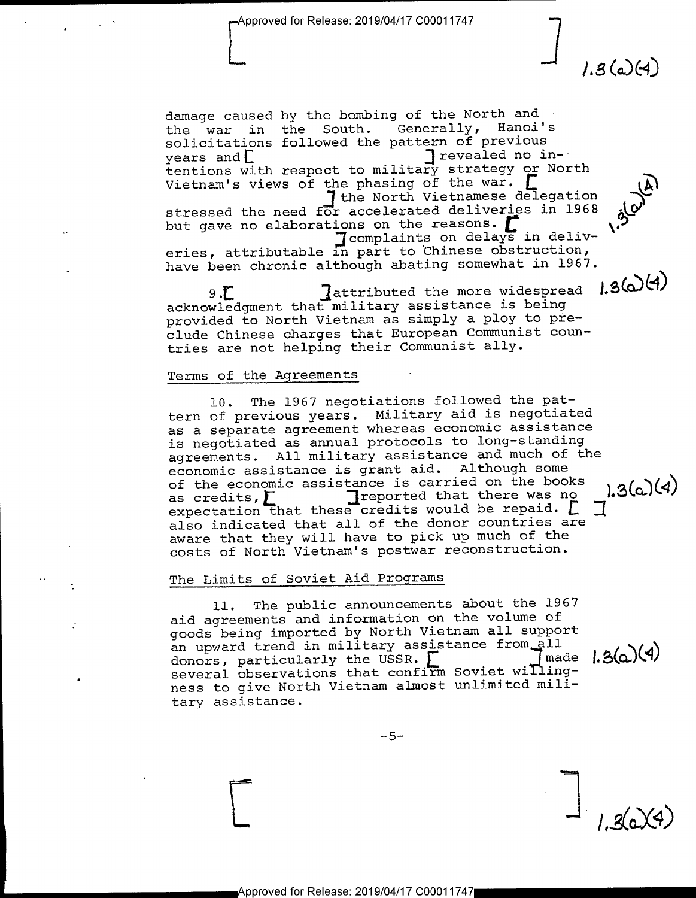damage caused by the bombing of the North and the war in the South. Generally, Hanoi's solicitations followed the pattern of previous years and [ ] revealed no intentions with respect to military strategy or North Vietnam's views of the phasing of the war. [ ] the North Vietnamese delegation stressed the need for accelerated deliveries in 1968 but gave no elaborations on the reasons. [ ] complaints on delays in deliveries, attributable in part to Chinese obstruction, have been chronic although abating somewhat in 1967.

9. [ ] attributed the more widespread acknowledgment that military assistance is being provided to North Vietnam as simply a ploy to preclude Chinese charges that European Communist countries are not helping their Communist ally.

## Terms of the Agreements

10. The 1967 negotiations followed the pattern of previous years. Military aid is negotiated as a separate agreement whereas economic assistance is negotiated as annual protocols to long-standing agreements. All military assistance and much of the economic assistance is grant aid. Although some of the economic assistance is carried on the books as credits, [ ] reported that there was no expectation that these credits would be repaid. [ ] also indicated that all of the donor countries are aware that they will have to pick up much of the costs of North Vietnam's postwar reconstruction.

## The Limits of Soviet Aid Programs

11. The public announcements about the 1967 aid agreements and information on the volume of goods being imported by North Vietnam all support an upward trend in military assistance from all donors, particularly the USSR. [ ] made several observations that confirm Soviet willingness to give North Vietnam almost unlimited military assistance.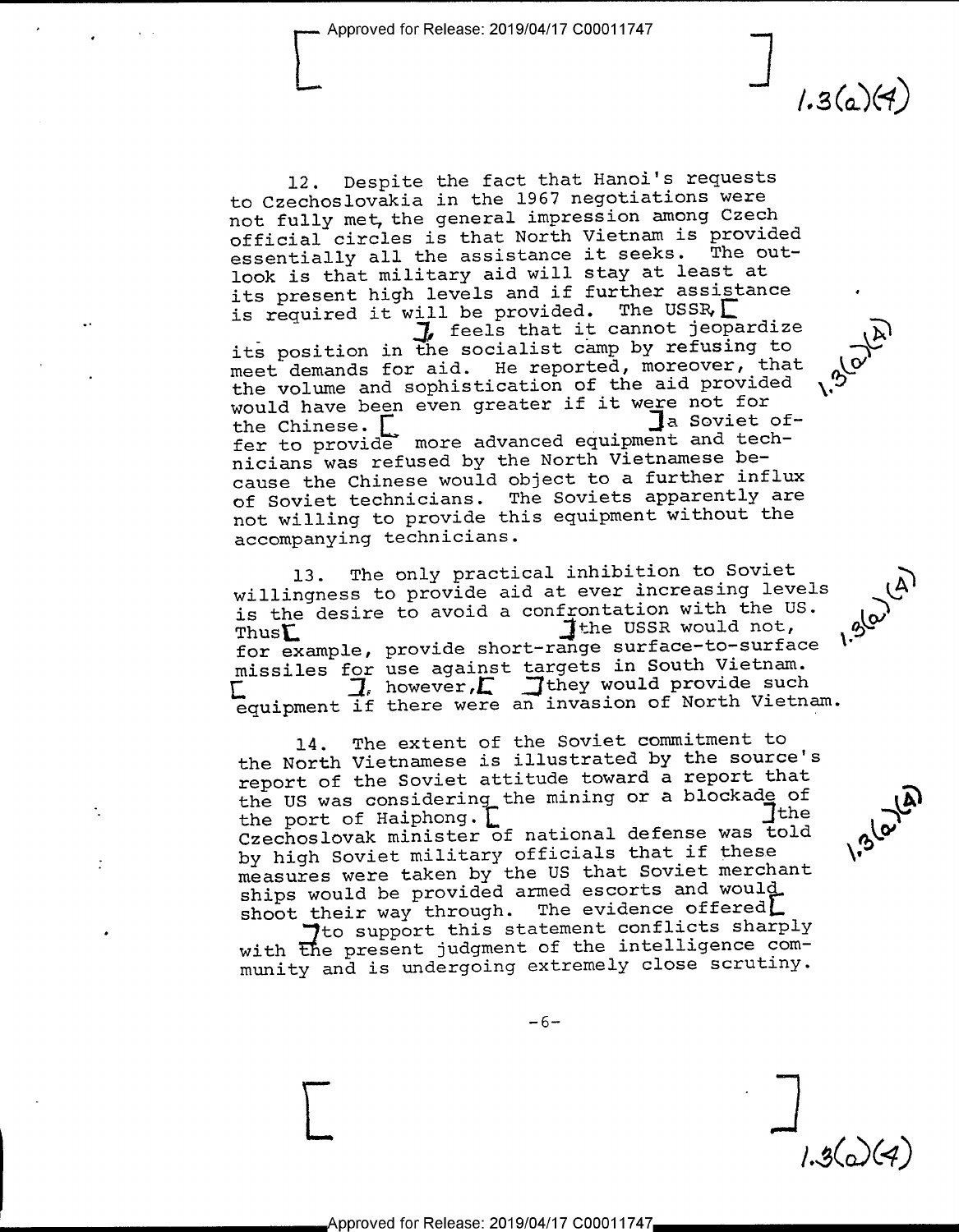12. Despite the fact that Hanoi's requests to Czechoslovakia in the 1967 negotiations were not fully met, the general impression among Czech official circles is that North Vietnam is provided essentially all the assistance it seeks. The outlook is that military aid will stay at least at its present high levels and if further assistance is required it will be provided. The USSR, [ ], feels that it cannot jeopardize its position in the socialist camp by refusing to meet demands for aid. He reported, moreover, that the volume and sophistication of the aid provided would have been even greater if it were not for the Chinese. [ ] a Soviet offer to provide more advanced equipment and technicians was refused by the North Vietnamese because the Chinese would object to a further influx of Soviet technicians. The Soviets apparently are not willing to provide this equipment without the accompanying technicians.

13. The only practical inhibition to Soviet willingness to provide aid at ever increasing levels is the desire to avoid a confrontation with the US. Thus [ ] the USSR would not, for example, provide short-range surface-to-surface missiles for use against targets in South Vietnam. [ ], however, [ ] they would provide such equipment if there were an invasion of North Vietnam.

14. The extent of the Soviet commitment to the North Vietnamese is illustrated by the source's report of the Soviet attitude toward a report that the US was considering the mining or a blockade of the port of Haiphong. [ ] the Czechoslovak minister of national defense was told by high Soviet military officials that if these measures were taken by the US that Soviet merchant ships would be provided armed escorts and would shoot their way through. The evidence offered [ ] to support this statement conflicts sharply with the present judgment of the intelligence community and is undergoing extremely close scrutiny.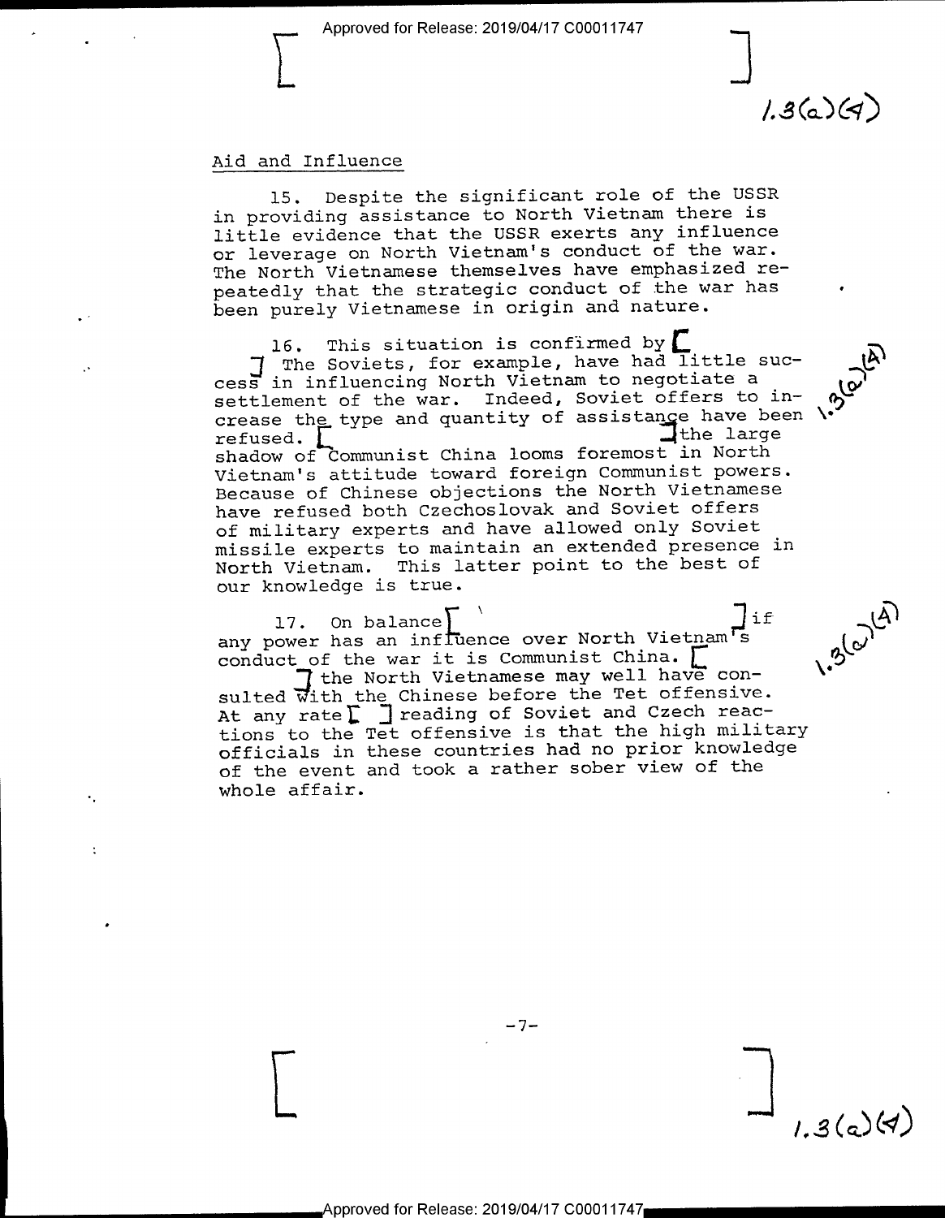## Aid and Influence

15. Despite the significant role of the USSR in providing assistance to North Vietnam there is little evidence that the USSR exerts any influence or leverage on North Vietnam's conduct of the war. The North Vietnamese themselves have emphasized repeatedly that the strategic conduct of the war has been purely Vietnamese in origin and nature.

16. This situation is confirmed by [ ] The Soviets, for example, have had little success in influencing North Vietnam to negotiate a settlement of the war. Indeed, Soviet offers to increase the type and quantity of assistance have been refused. [ ] the large shadow of Communist China looms foremost in North Vietnam's attitude toward foreign Communist powers. Because of Chinese objections the North Vietnamese have refused both Czechoslovak and Soviet offers of military experts and have allowed only Soviet missile experts to maintain an extended presence in North Vietnam. This latter point to the best of our knowledge is true.

17. On balance [ ] if any power has an influence over North Vietnam's conduct of the war it is Communist China. [ ] the North Vietnamese may well have consulted with the Chinese before the Tet offensive. At any rate [ ] reading of Soviet and Czech reactions to the Tet offensive is that the high military officials in these countries had no prior knowledge of the event and took a rather sober view of the whole affair.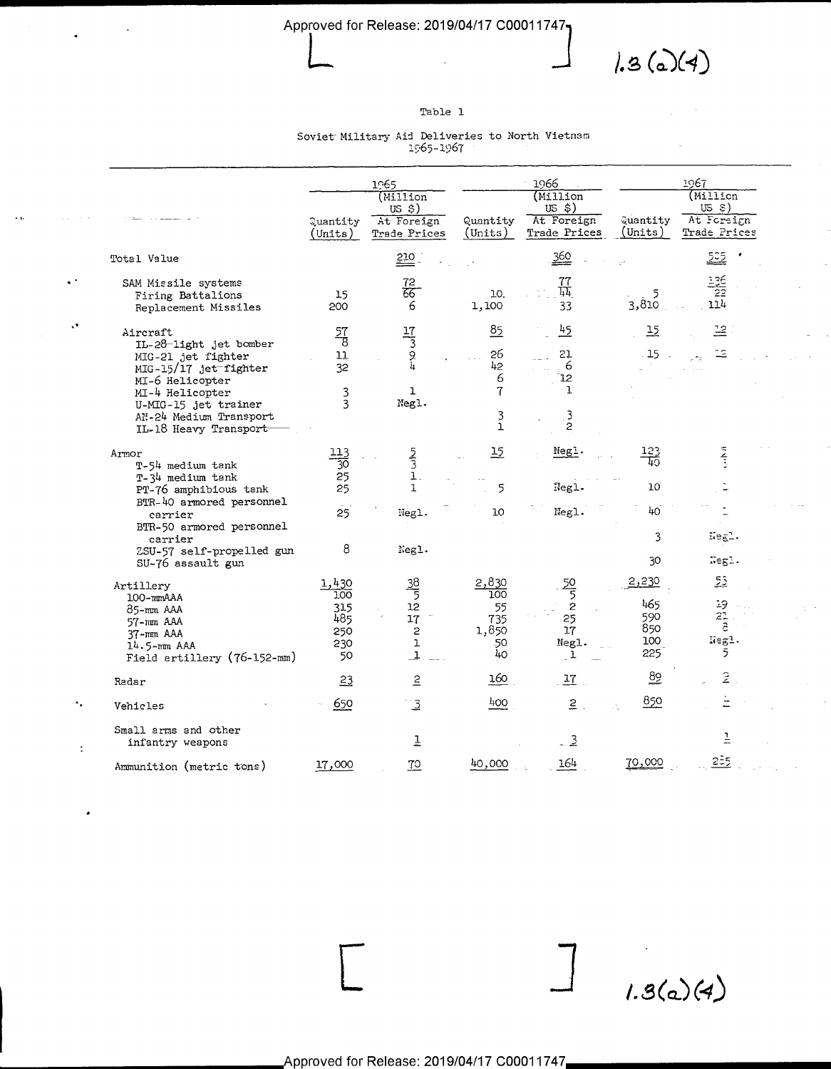Table 1

Soviet Military Aid Deliveries to North Vietnam 1965-1967

| | 1965 | | 1966 | | 1967 | |
|---|---|---|---|---|---|---|
| | Quantity (Units) | (Million US $) At Foreign Trade Prices | Quantity (Units) | (Million US $) At Foreign Trade Prices | Quantity (Units) | (Million US $) At Foreign Trade Prices |
| Total Value | | 210 | | 360 | | 505 |
| SAM Missile systems | | 72 | | 77 | | 136 |
| Firing Battalions | 15 | 66 | 10 | 44 | 5 | 22 |
| Replacement Missiles | 200 | 6 | 1,100 | 33 | 3,810 | 114 |
| Aircraft | 57 | 17 | 85 | 45 | 15 | 12 |
| IL-28 light jet bomber | 8 | 3 | | | | |
| MIG-21 jet fighter | 11 | 9 | 26 | 21 | 15 | 12 |
| MIG-15/17 jet fighter | 32 | 4 | 42 | 6 | | |
| MI-6 Helicopter | | | 6 | 12 | | |
| MI-4 Helicopter | 3 | 1 | 7 | 1 | | |
| U-MIG-15 jet trainer | 3 | Negl. | | | | |
| AN-24 Medium Transport | | | 3 | 3 | | |
| IL-18 Heavy Transport | | | 1 | 2 | | |
| Armor | 113 | 5 | 15 | Negl. | 123 | 2 |
| T-54 medium tank | 30 | 3 | | | 40 | 1 |
| T-34 medium tank | 25 | 1 | | | | |
| PT-76 amphibious tank | 25 | 1 | 5 | Negl. | 10 | 1 |
| BTR-40 armored personnel carrier | 25 | Negl. | 10 | Negl. | 40 | 1 |
| BTR-50 armored personnel carrier | | | | | 3 | Negl. |
| ZSU-57 self-propelled gun | 8 | Negl. | | | | |
| SU-76 assault gun | | | | | 30 | Negl. |
| Artillery | 1,430 | 38 | 2,830 | 50 | 2,230 | 53 |
| 100-mm AAA | 100 | 5 | 100 | 5 | | |
| 85-mm AAA | 315 | 12 | 55 | 2 | 465 | 19 |
| 57-mm AAA | 485 | 17 | 735 | 25 | 590 | 21 |
| 37-mm AAA | 250 | 2 | 1,850 | 17 | 850 | 8 |
| 14.5-mm AAA | 230 | 1 | 50 | Negl. | 100 | Negl. |
| Field artillery (76-152-mm) | 50 | 1 | 40 | 1 | 225 | 5 |
| Radar | 23 | 2 | 160 | 17 | 89 | 2 |
| Vehicles | 650 | 3 | 400 | 2 | 850 | 1 |
| Small arms and other infantry weapons | | 1 | | 3 | | 1 |
| Ammunition (metric tons) | 17,000 | 70 | 40,000 | 164 | 70,000 | 255 |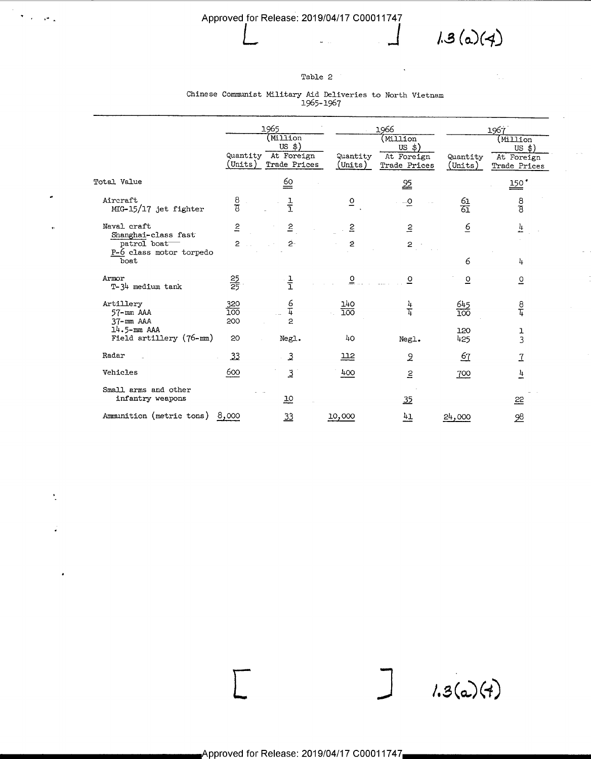Table 2

Chinese Communist Military Aid Deliveries to North Vietnam 1965-1967

| | 1965 | | 1966 | | 1967 | |
|---|---|---|---|---|---|---|
| | Quantity (Units) | (Million US $) At Foreign Trade Prices | Quantity (Units) | (Million US $) At Foreign Trade Prices | Quantity (Units) | (Million US $) At Foreign Trade Prices |
| Total Value | | 60 | | 95 | | 150 |
| Aircraft | 8 | 1 | 0 | 0 | 61 | 8 |
| MIG-15/17 jet fighter | 8 | 1 | | | 61 | 8 |
| Naval craft | 2 | 2 | 2 | 2 | 6 | 4 |
| Shanghai-class fast patrol boat | 2 | 2 | 2 | 2 | | |
| P-6 class motor torpedo boat | | | | | 6 | 4 |
| Armor | 25 | 1 | 0 | 0 | 0 | 0 |
| T-34 medium tank | 25 | 1 | | | | |
| Artillery | 320 | 6 | 140 | 4 | 645 | 8 |
| 57-mm AAA | 100 | 4 | 100 | 4 | 100 | 4 |
| 37-mm AAA | 200 | 2 | | | | |
| 14.5-mm AAA | | | | | 120 | 1 |
| Field artillery (76-mm) | 20 | Negl. | 40 | Negl. | 425 | 3 |
| Radar | 33 | 3 | 112 | 9 | 67 | 7 |
| Vehicles | 600 | 3 | 400 | 2 | 700 | 4 |
| Small arms and other infantry weapons | | 10 | | 35 | | 22 |
| Ammunition (metric tons) | 8,000 | 33 | 10,000 | 41 | 24,000 | 98 |